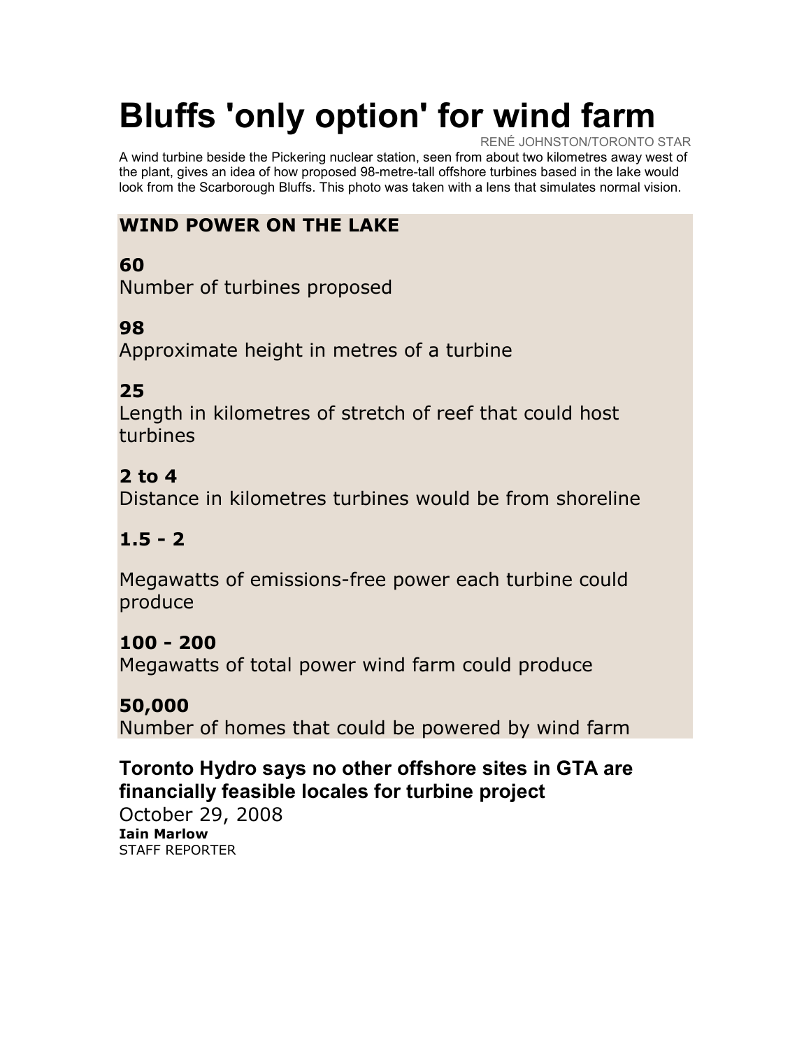# Bluffs 'only option' for wind farm

RENÉ JOHNSTON/TORONTO STAR

A wind turbine beside the Pickering nuclear station, seen from about two kilometres away west of the plant, gives an idea of how proposed 98-metre-tall offshore turbines based in the lake would look from the Scarborough Bluffs. This photo was taken with a lens that simulates normal vision.

**WIND POWER ON THE LAKE**

**60**
Number of turbines proposed

**98**
Approximate height in metres of a turbine

**25**
Length in kilometres of stretch of reef that could host turbines

**2 to 4**
Distance in kilometres turbines would be from shoreline

**1.5 - 2**

Megawatts of emissions-free power each turbine could produce

**100 - 200**
Megawatts of total power wind farm could produce

**50,000**
Number of homes that could be powered by wind farm

## Toronto Hydro says no other offshore sites in GTA are financially feasible locales for turbine project

October 29, 2008

**Iain Marlow**
STAFF REPORTER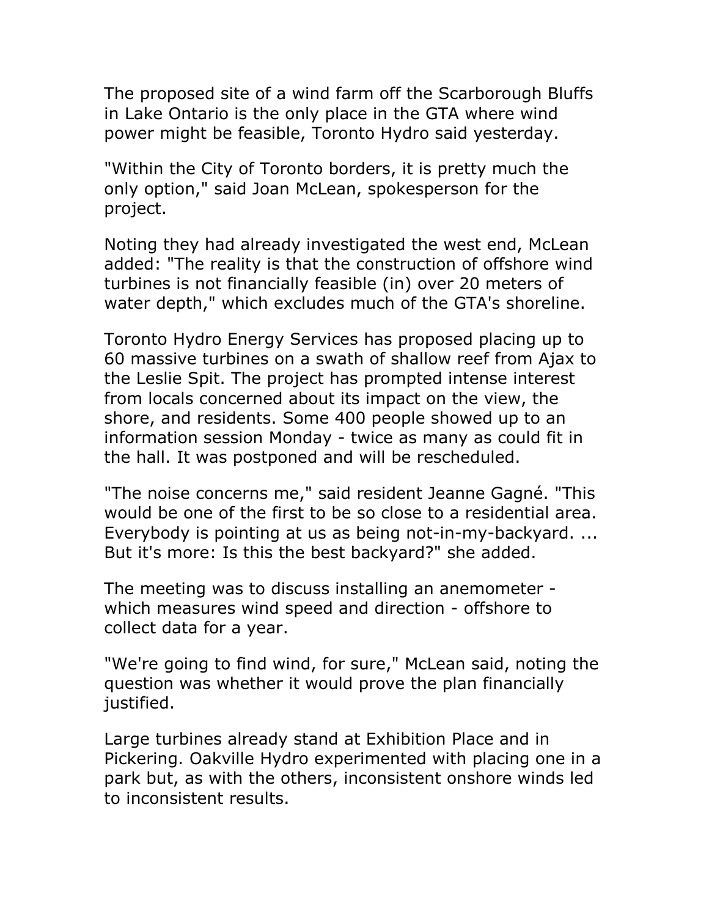The proposed site of a wind farm off the Scarborough Bluffs in Lake Ontario is the only place in the GTA where wind power might be feasible, Toronto Hydro said yesterday.

"Within the City of Toronto borders, it is pretty much the only option," said Joan McLean, spokesperson for the project.

Noting they had already investigated the west end, McLean added: "The reality is that the construction of offshore wind turbines is not financially feasible (in) over 20 meters of water depth," which excludes much of the GTA's shoreline.

Toronto Hydro Energy Services has proposed placing up to 60 massive turbines on a swath of shallow reef from Ajax to the Leslie Spit. The project has prompted intense interest from locals concerned about its impact on the view, the shore, and residents. Some 400 people showed up to an information session Monday - twice as many as could fit in the hall. It was postponed and will be rescheduled.

"The noise concerns me," said resident Jeanne Gagné. "This would be one of the first to be so close to a residential area. Everybody is pointing at us as being not-in-my-backyard. ... But it's more: Is this the best backyard?" she added.

The meeting was to discuss installing an anemometer - which measures wind speed and direction - offshore to collect data for a year.

"We're going to find wind, for sure," McLean said, noting the question was whether it would prove the plan financially justified.

Large turbines already stand at Exhibition Place and in Pickering. Oakville Hydro experimented with placing one in a park but, as with the others, inconsistent onshore winds led to inconsistent results.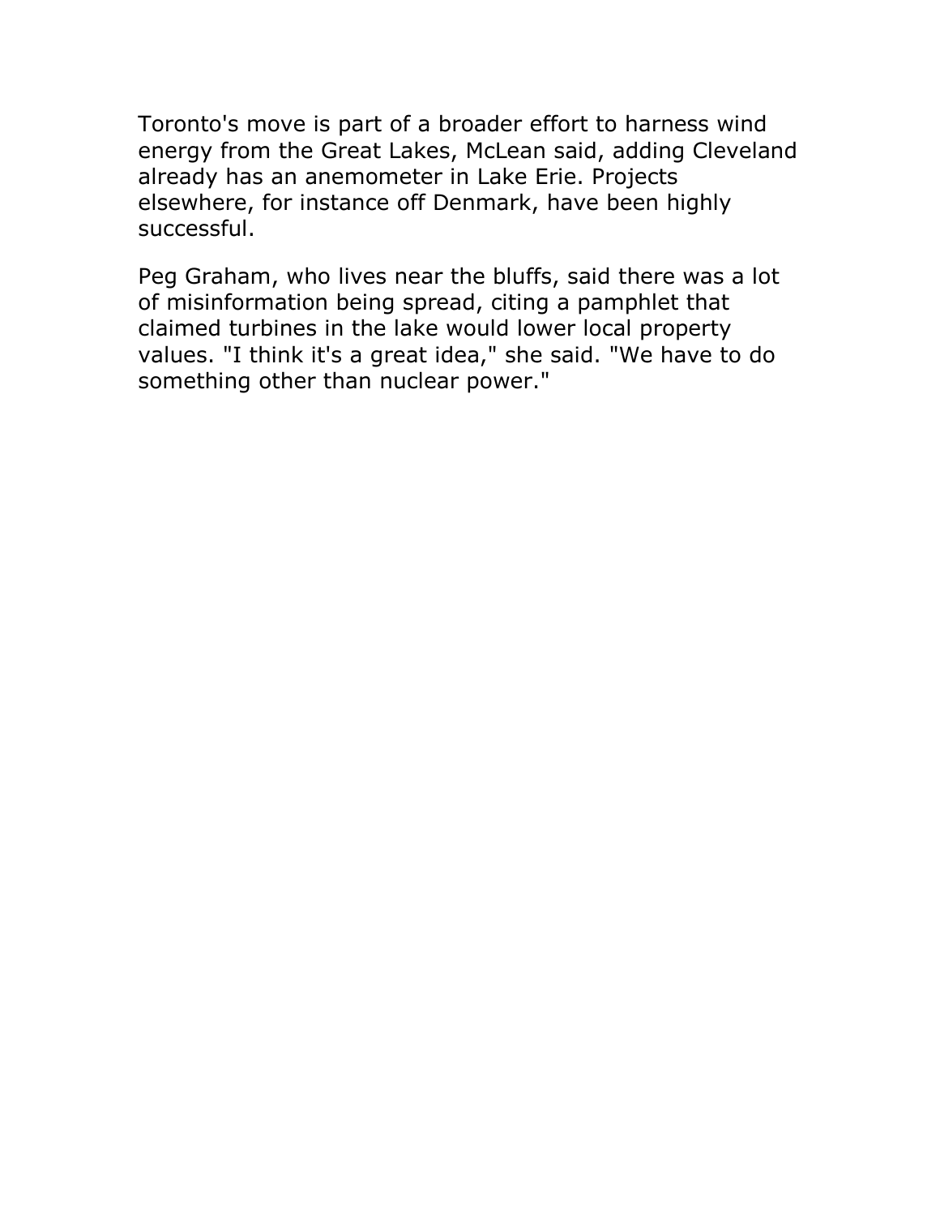Toronto's move is part of a broader effort to harness wind energy from the Great Lakes, McLean said, adding Cleveland already has an anemometer in Lake Erie. Projects elsewhere, for instance off Denmark, have been highly successful.

Peg Graham, who lives near the bluffs, said there was a lot of misinformation being spread, citing a pamphlet that claimed turbines in the lake would lower local property values. "I think it's a great idea," she said. "We have to do something other than nuclear power."